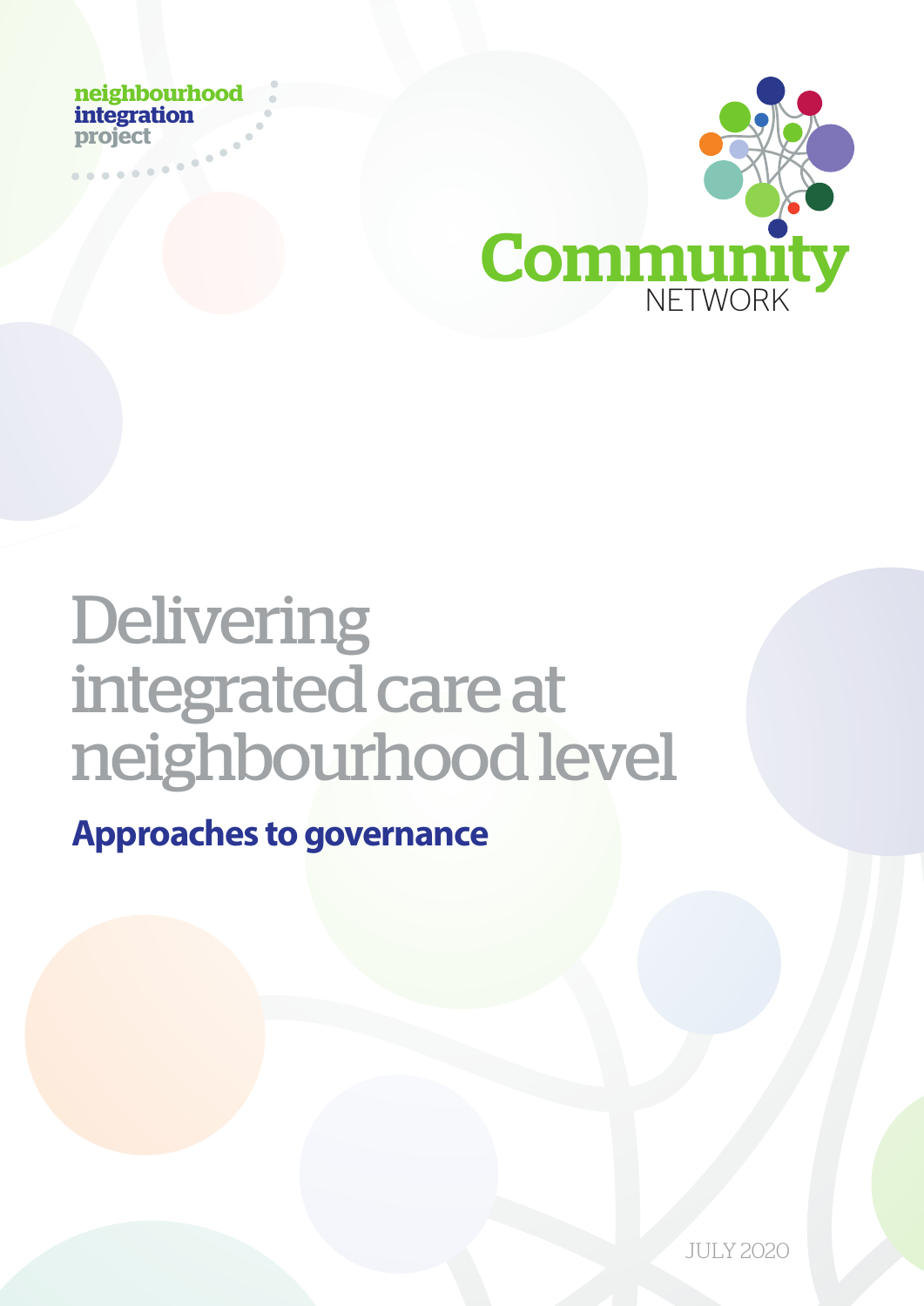neighbourhood integration project

Community NETWORK

# Delivering integrated care at neighbourhood level

## Approaches to governance

JULY 2020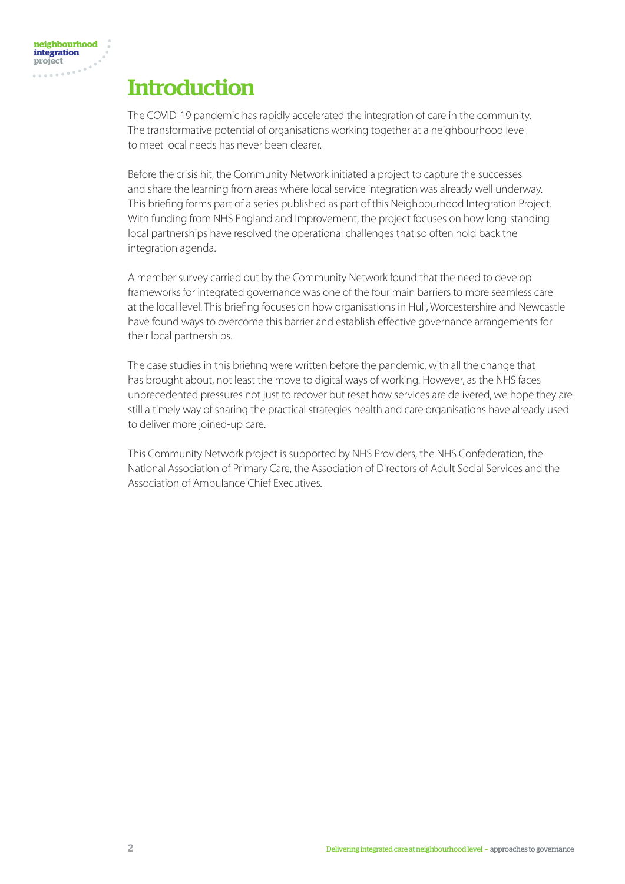# Introduction

The COVID-19 pandemic has rapidly accelerated the integration of care in the community. The transformative potential of organisations working together at a neighbourhood level to meet local needs has never been clearer.

Before the crisis hit, the Community Network initiated a project to capture the successes and share the learning from areas where local service integration was already well underway. This briefing forms part of a series published as part of this Neighbourhood Integration Project. With funding from NHS England and Improvement, the project focuses on how long-standing local partnerships have resolved the operational challenges that so often hold back the integration agenda.

A member survey carried out by the Community Network found that the need to develop frameworks for integrated governance was one of the four main barriers to more seamless care at the local level. This briefing focuses on how organisations in Hull, Worcestershire and Newcastle have found ways to overcome this barrier and establish effective governance arrangements for their local partnerships.

The case studies in this briefing were written before the pandemic, with all the change that has brought about, not least the move to digital ways of working. However, as the NHS faces unprecedented pressures not just to recover but reset how services are delivered, we hope they are still a timely way of sharing the practical strategies health and care organisations have already used to deliver more joined-up care.

This Community Network project is supported by NHS Providers, the NHS Confederation, the National Association of Primary Care, the Association of Directors of Adult Social Services and the Association of Ambulance Chief Executives.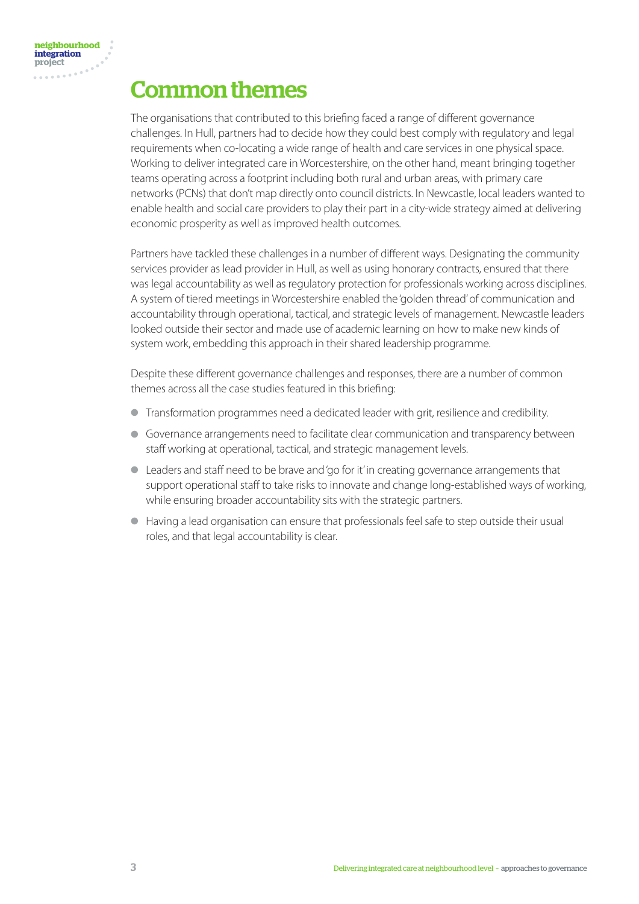# Common themes

The organisations that contributed to this briefing faced a range of different governance challenges. In Hull, partners had to decide how they could best comply with regulatory and legal requirements when co-locating a wide range of health and care services in one physical space. Working to deliver integrated care in Worcestershire, on the other hand, meant bringing together teams operating across a footprint including both rural and urban areas, with primary care networks (PCNs) that don't map directly onto council districts. In Newcastle, local leaders wanted to enable health and social care providers to play their part in a city-wide strategy aimed at delivering economic prosperity as well as improved health outcomes.

Partners have tackled these challenges in a number of different ways. Designating the community services provider as lead provider in Hull, as well as using honorary contracts, ensured that there was legal accountability as well as regulatory protection for professionals working across disciplines. A system of tiered meetings in Worcestershire enabled the 'golden thread' of communication and accountability through operational, tactical, and strategic levels of management. Newcastle leaders looked outside their sector and made use of academic learning on how to make new kinds of system work, embedding this approach in their shared leadership programme.

Despite these different governance challenges and responses, there are a number of common themes across all the case studies featured in this briefing:

- Transformation programmes need a dedicated leader with grit, resilience and credibility.
- Governance arrangements need to facilitate clear communication and transparency between staff working at operational, tactical, and strategic management levels.
- Leaders and staff need to be brave and 'go for it' in creating governance arrangements that support operational staff to take risks to innovate and change long-established ways of working, while ensuring broader accountability sits with the strategic partners.
- Having a lead organisation can ensure that professionals feel safe to step outside their usual roles, and that legal accountability is clear.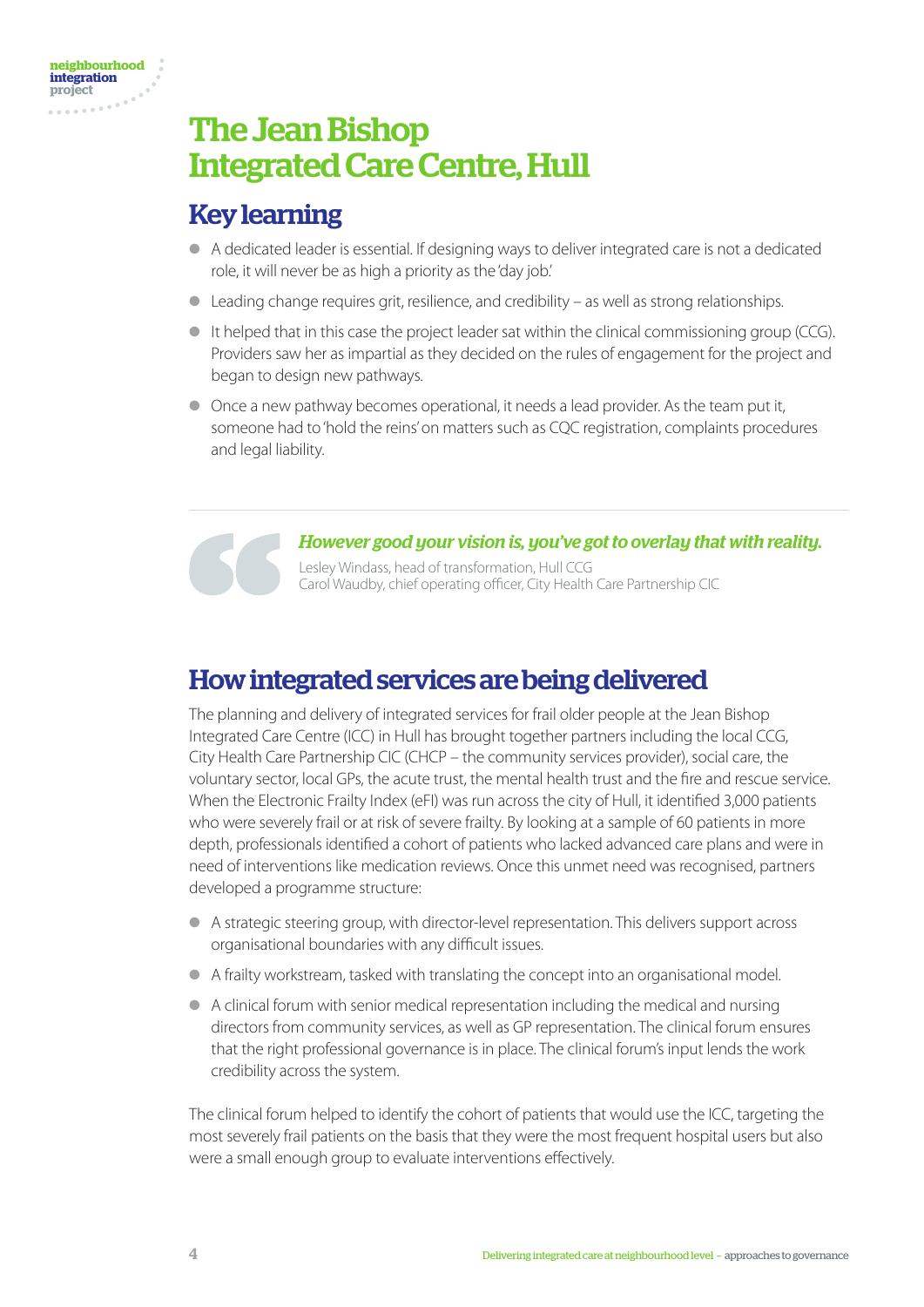# The Jean Bishop Integrated Care Centre, Hull

## Key learning

- A dedicated leader is essential. If designing ways to deliver integrated care is not a dedicated role, it will never be as high a priority as the 'day job.'
- Leading change requires grit, resilience, and credibility – as well as strong relationships.
- It helped that in this case the project leader sat within the clinical commissioning group (CCG). Providers saw her as impartial as they decided on the rules of engagement for the project and began to design new pathways.
- Once a new pathway becomes operational, it needs a lead provider. As the team put it, someone had to 'hold the reins' on matters such as CQC registration, complaints procedures and legal liability.

> ***However good your vision is, you've got to overlay that with reality.***
>
> Lesley Windass, head of transformation, Hull CCG
> Carol Waudby, chief operating officer, City Health Care Partnership CIC

## How integrated services are being delivered

The planning and delivery of integrated services for frail older people at the Jean Bishop Integrated Care Centre (ICC) in Hull has brought together partners including the local CCG, City Health Care Partnership CIC (CHCP – the community services provider), social care, the voluntary sector, local GPs, the acute trust, the mental health trust and the fire and rescue service. When the Electronic Frailty Index (eFI) was run across the city of Hull, it identified 3,000 patients who were severely frail or at risk of severe frailty. By looking at a sample of 60 patients in more depth, professionals identified a cohort of patients who lacked advanced care plans and were in need of interventions like medication reviews. Once this unmet need was recognised, partners developed a programme structure:

- A strategic steering group, with director-level representation. This delivers support across organisational boundaries with any difficult issues.
- A frailty workstream, tasked with translating the concept into an organisational model.
- A clinical forum with senior medical representation including the medical and nursing directors from community services, as well as GP representation. The clinical forum ensures that the right professional governance is in place. The clinical forum's input lends the work credibility across the system.

The clinical forum helped to identify the cohort of patients that would use the ICC, targeting the most severely frail patients on the basis that they were the most frequent hospital users but also were a small enough group to evaluate interventions effectively.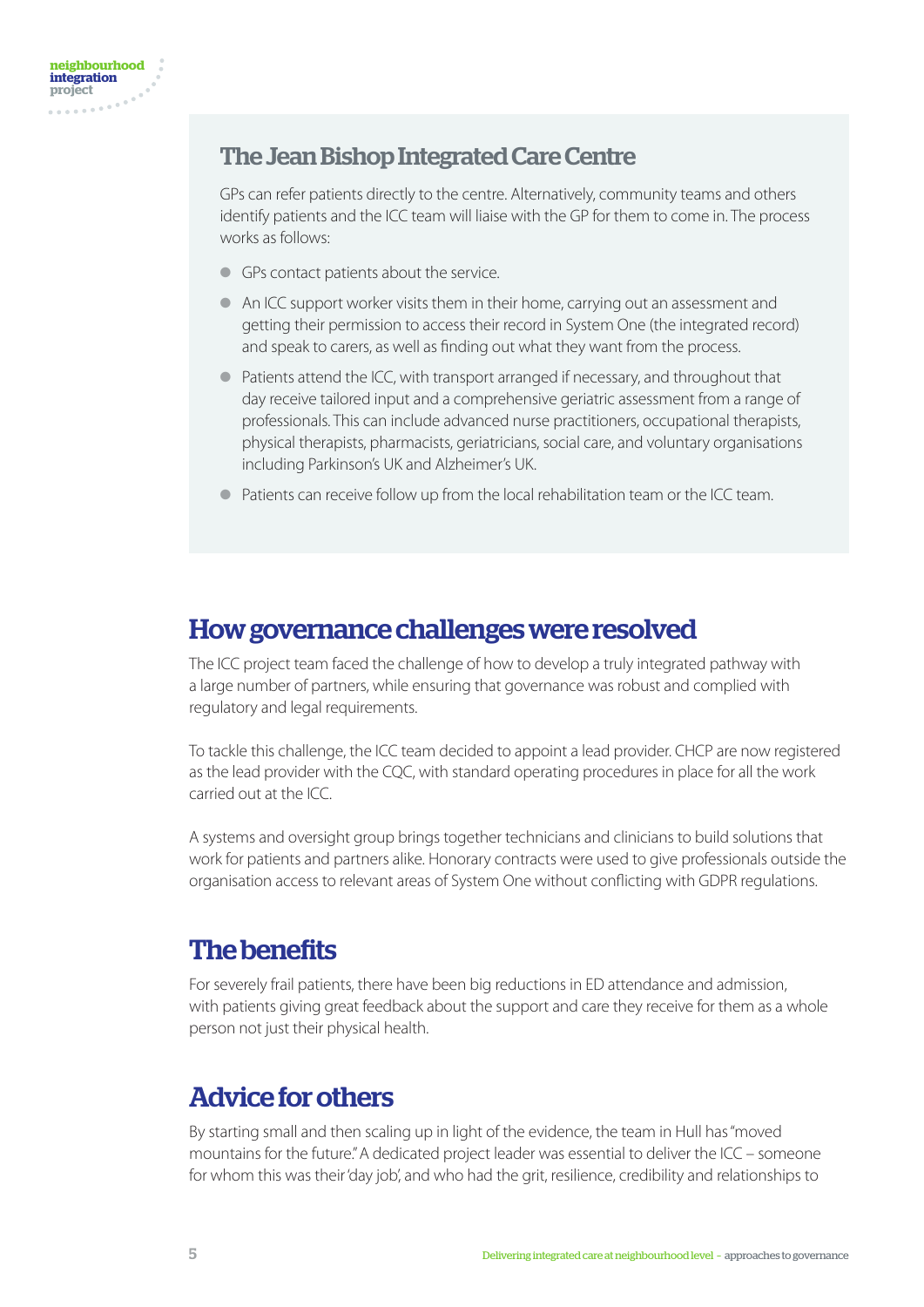## The Jean Bishop Integrated Care Centre

GPs can refer patients directly to the centre. Alternatively, community teams and others identify patients and the ICC team will liaise with the GP for them to come in. The process works as follows:

- GPs contact patients about the service.
- An ICC support worker visits them in their home, carrying out an assessment and getting their permission to access their record in System One (the integrated record) and speak to carers, as well as finding out what they want from the process.
- Patients attend the ICC, with transport arranged if necessary, and throughout that day receive tailored input and a comprehensive geriatric assessment from a range of professionals. This can include advanced nurse practitioners, occupational therapists, physical therapists, pharmacists, geriatricians, social care, and voluntary organisations including Parkinson's UK and Alzheimer's UK.
- Patients can receive follow up from the local rehabilitation team or the ICC team.

## How governance challenges were resolved

The ICC project team faced the challenge of how to develop a truly integrated pathway with a large number of partners, while ensuring that governance was robust and complied with regulatory and legal requirements.

To tackle this challenge, the ICC team decided to appoint a lead provider. CHCP are now registered as the lead provider with the CQC, with standard operating procedures in place for all the work carried out at the ICC.

A systems and oversight group brings together technicians and clinicians to build solutions that work for patients and partners alike. Honorary contracts were used to give professionals outside the organisation access to relevant areas of System One without conflicting with GDPR regulations.

## The benefits

For severely frail patients, there have been big reductions in ED attendance and admission, with patients giving great feedback about the support and care they receive for them as a whole person not just their physical health.

## Advice for others

By starting small and then scaling up in light of the evidence, the team in Hull has "moved mountains for the future." A dedicated project leader was essential to deliver the ICC – someone for whom this was their 'day job', and who had the grit, resilience, credibility and relationships to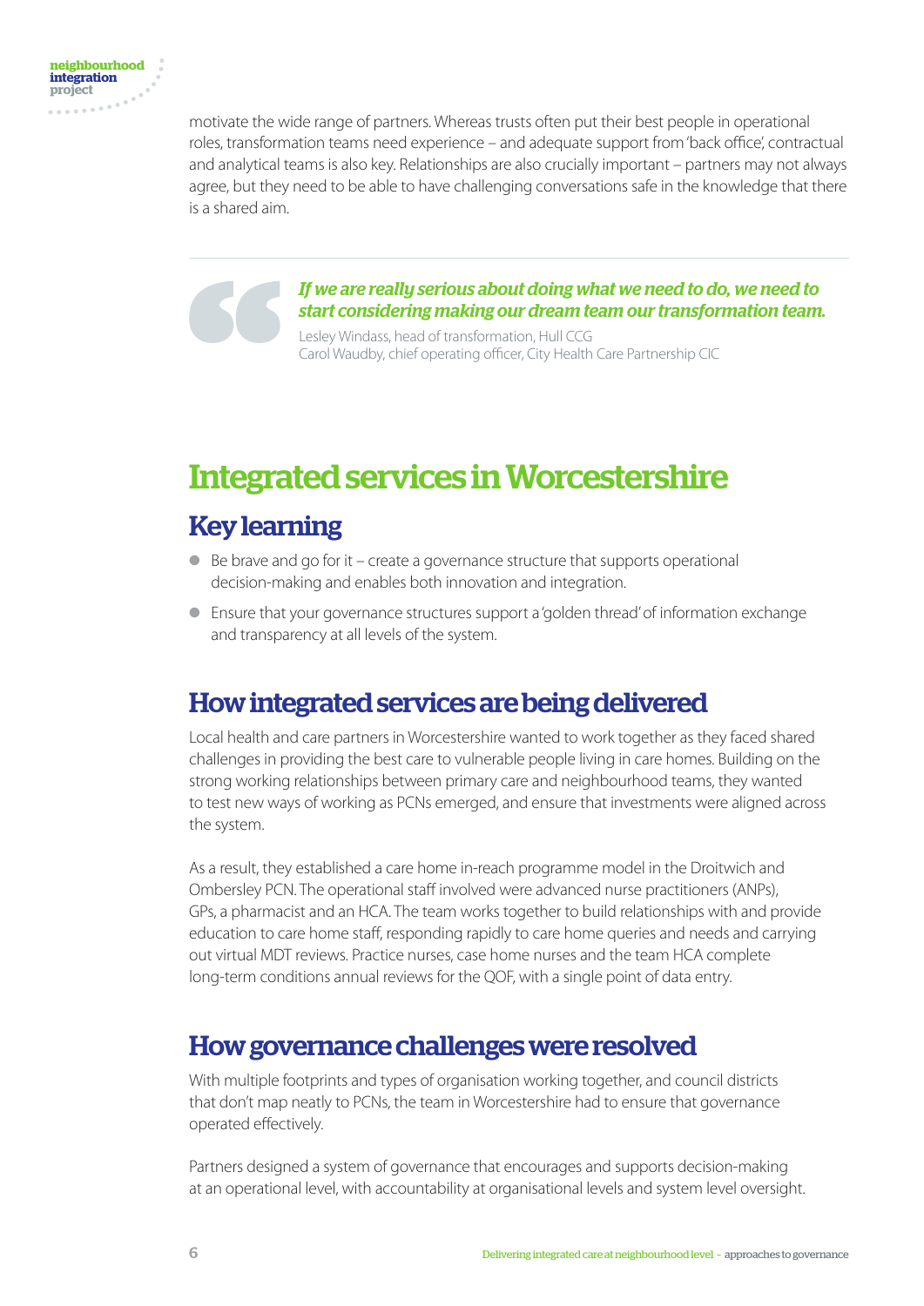motivate the wide range of partners. Whereas trusts often put their best people in operational roles, transformation teams need experience – and adequate support from 'back office', contractual and analytical teams is also key. Relationships are also crucially important – partners may not always agree, but they need to be able to have challenging conversations safe in the knowledge that there is a shared aim.

> ***If we are really serious about doing what we need to do, we need to start considering making our dream team our transformation team.***
>
> Lesley Windass, head of transformation, Hull CCG
> Carol Waudby, chief operating officer, City Health Care Partnership CIC

# Integrated services in Worcestershire

## Key learning

- Be brave and go for it – create a governance structure that supports operational decision-making and enables both innovation and integration.
- Ensure that your governance structures support a 'golden thread' of information exchange and transparency at all levels of the system.

## How integrated services are being delivered

Local health and care partners in Worcestershire wanted to work together as they faced shared challenges in providing the best care to vulnerable people living in care homes. Building on the strong working relationships between primary care and neighbourhood teams, they wanted to test new ways of working as PCNs emerged, and ensure that investments were aligned across the system.

As a result, they established a care home in-reach programme model in the Droitwich and Ombersley PCN. The operational staff involved were advanced nurse practitioners (ANPs), GPs, a pharmacist and an HCA. The team works together to build relationships with and provide education to care home staff, responding rapidly to care home queries and needs and carrying out virtual MDT reviews. Practice nurses, case home nurses and the team HCA complete long-term conditions annual reviews for the QOF, with a single point of data entry.

## How governance challenges were resolved

With multiple footprints and types of organisation working together, and council districts that don't map neatly to PCNs, the team in Worcestershire had to ensure that governance operated effectively.

Partners designed a system of governance that encourages and supports decision-making at an operational level, with accountability at organisational levels and system level oversight.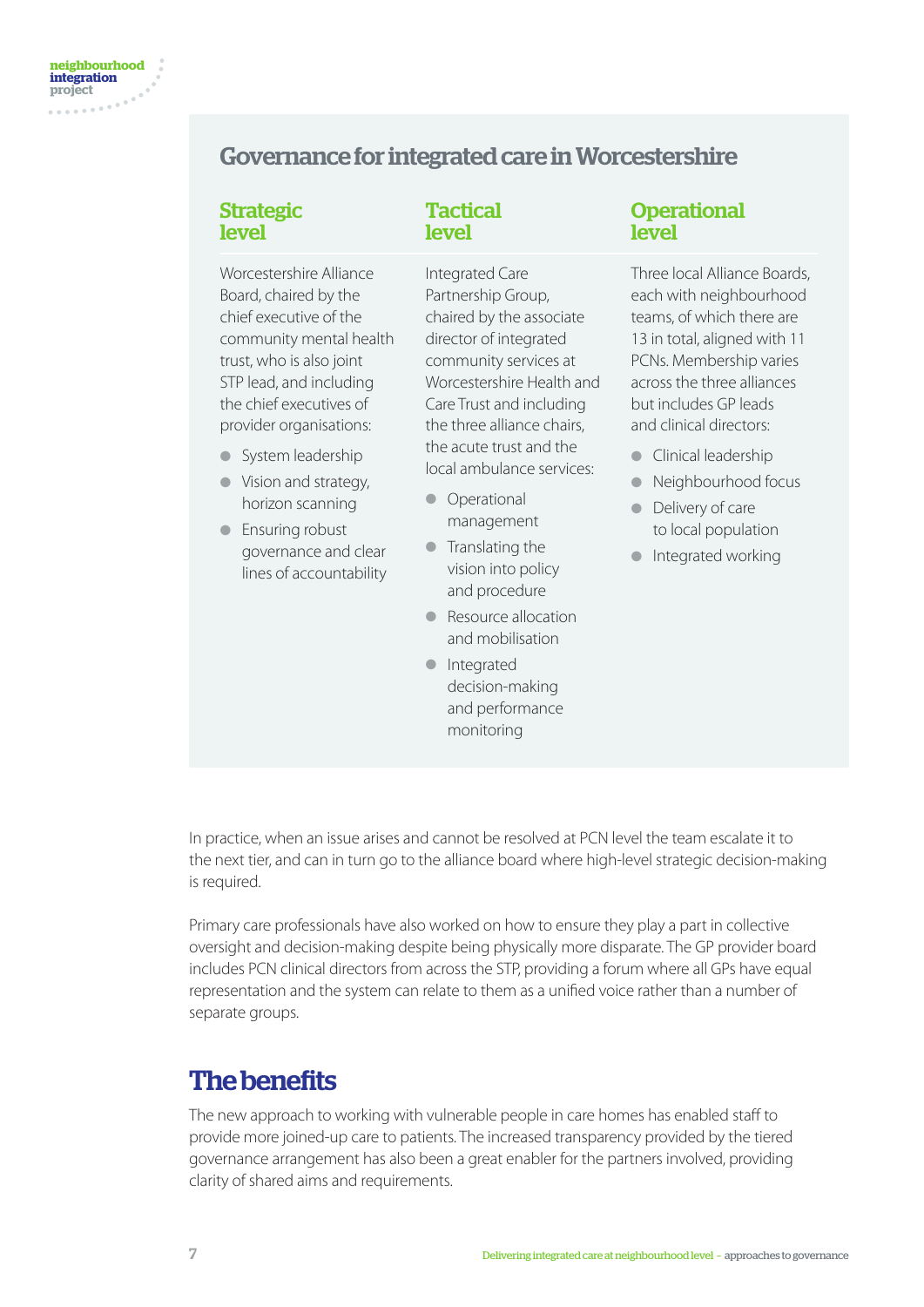## Governance for integrated care in Worcestershire

### Strategic level

Worcestershire Alliance Board, chaired by the chief executive of the community mental health trust, who is also joint STP lead, and including the chief executives of provider organisations:

- System leadership
- Vision and strategy, horizon scanning
- Ensuring robust governance and clear lines of accountability

### Tactical level

Integrated Care Partnership Group, chaired by the associate director of integrated community services at Worcestershire Health and Care Trust and including the three alliance chairs, the acute trust and the local ambulance services:

- Operational management
- Translating the vision into policy and procedure
- Resource allocation and mobilisation
- Integrated decision-making and performance monitoring

### Operational level

Three local Alliance Boards, each with neighbourhood teams, of which there are 13 in total, aligned with 11 PCNs. Membership varies across the three alliances but includes GP leads and clinical directors:

- Clinical leadership
- Neighbourhood focus
- Delivery of care to local population
- Integrated working

In practice, when an issue arises and cannot be resolved at PCN level the team escalate it to the next tier, and can in turn go to the alliance board where high-level strategic decision-making is required.

Primary care professionals have also worked on how to ensure they play a part in collective oversight and decision-making despite being physically more disparate. The GP provider board includes PCN clinical directors from across the STP, providing a forum where all GPs have equal representation and the system can relate to them as a unified voice rather than a number of separate groups.

## The benefits

The new approach to working with vulnerable people in care homes has enabled staff to provide more joined-up care to patients. The increased transparency provided by the tiered governance arrangement has also been a great enabler for the partners involved, providing clarity of shared aims and requirements.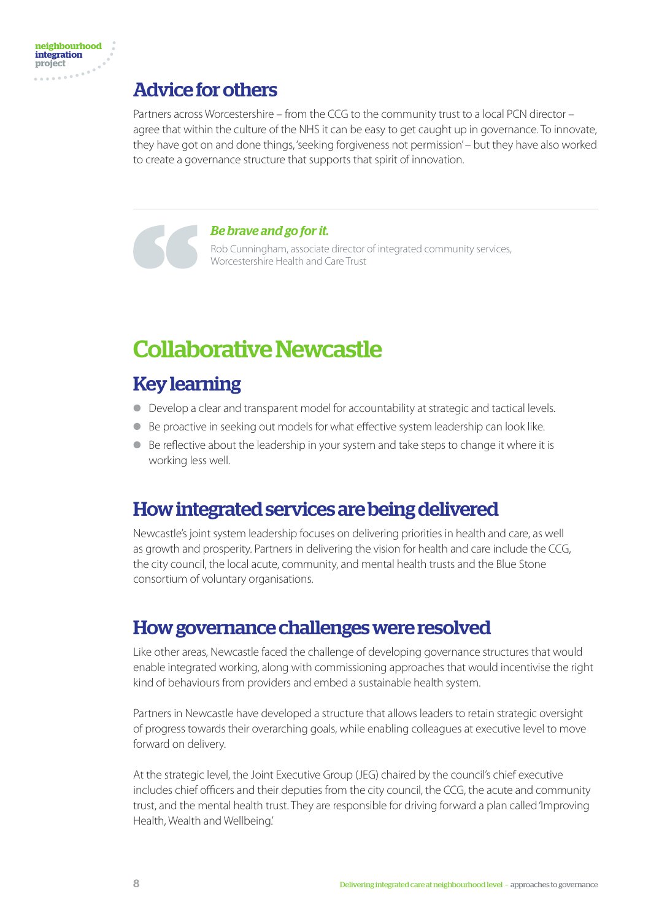## Advice for others

Partners across Worcestershire – from the CCG to the community trust to a local PCN director – agree that within the culture of the NHS it can be easy to get caught up in governance. To innovate, they have got on and done things, 'seeking forgiveness not permission' – but they have also worked to create a governance structure that supports that spirit of innovation.

> ***Be brave and go for it.***
>
> Rob Cunningham, associate director of integrated community services, Worcestershire Health and Care Trust

# Collaborative Newcastle

## Key learning

- Develop a clear and transparent model for accountability at strategic and tactical levels.
- Be proactive in seeking out models for what effective system leadership can look like.
- Be reflective about the leadership in your system and take steps to change it where it is working less well.

## How integrated services are being delivered

Newcastle's joint system leadership focuses on delivering priorities in health and care, as well as growth and prosperity. Partners in delivering the vision for health and care include the CCG, the city council, the local acute, community, and mental health trusts and the Blue Stone consortium of voluntary organisations.

## How governance challenges were resolved

Like other areas, Newcastle faced the challenge of developing governance structures that would enable integrated working, along with commissioning approaches that would incentivise the right kind of behaviours from providers and embed a sustainable health system.

Partners in Newcastle have developed a structure that allows leaders to retain strategic oversight of progress towards their overarching goals, while enabling colleagues at executive level to move forward on delivery.

At the strategic level, the Joint Executive Group (JEG) chaired by the council's chief executive includes chief officers and their deputies from the city council, the CCG, the acute and community trust, and the mental health trust. They are responsible for driving forward a plan called 'Improving Health, Wealth and Wellbeing.'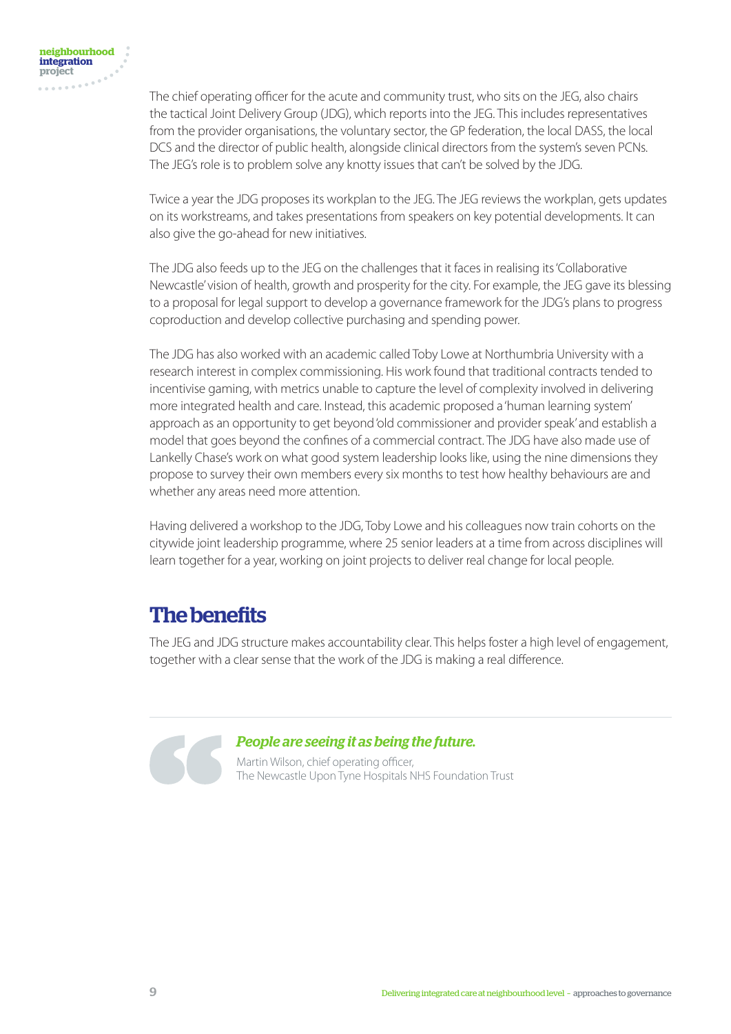The chief operating officer for the acute and community trust, who sits on the JEG, also chairs the tactical Joint Delivery Group (JDG), which reports into the JEG. This includes representatives from the provider organisations, the voluntary sector, the GP federation, the local DASS, the local DCS and the director of public health, alongside clinical directors from the system's seven PCNs. The JEG's role is to problem solve any knotty issues that can't be solved by the JDG.

Twice a year the JDG proposes its workplan to the JEG. The JEG reviews the workplan, gets updates on its workstreams, and takes presentations from speakers on key potential developments. It can also give the go-ahead for new initiatives.

The JDG also feeds up to the JEG on the challenges that it faces in realising its 'Collaborative Newcastle' vision of health, growth and prosperity for the city. For example, the JEG gave its blessing to a proposal for legal support to develop a governance framework for the JDG's plans to progress coproduction and develop collective purchasing and spending power.

The JDG has also worked with an academic called Toby Lowe at Northumbria University with a research interest in complex commissioning. His work found that traditional contracts tended to incentivise gaming, with metrics unable to capture the level of complexity involved in delivering more integrated health and care. Instead, this academic proposed a 'human learning system' approach as an opportunity to get beyond 'old commissioner and provider speak' and establish a model that goes beyond the confines of a commercial contract. The JDG have also made use of Lankelly Chase's work on what good system leadership looks like, using the nine dimensions they propose to survey their own members every six months to test how healthy behaviours are and whether any areas need more attention.

Having delivered a workshop to the JDG, Toby Lowe and his colleagues now train cohorts on the citywide joint leadership programme, where 25 senior leaders at a time from across disciplines will learn together for a year, working on joint projects to deliver real change for local people.

## The benefits

The JEG and JDG structure makes accountability clear. This helps foster a high level of engagement, together with a clear sense that the work of the JDG is making a real difference.

> ***People are seeing it as being the future.***
>
> Martin Wilson, chief operating officer,
> The Newcastle Upon Tyne Hospitals NHS Foundation Trust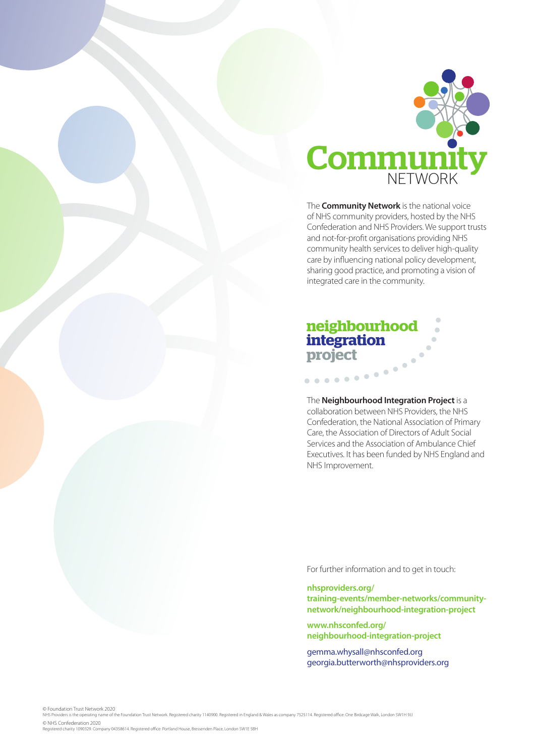**Community** NETWORK

The **Community Network** is the national voice of NHS community providers, hosted by the NHS Confederation and NHS Providers. We support trusts and not-for-profit organisations providing NHS community health services to deliver high-quality care by influencing national policy development, sharing good practice, and promoting a vision of integrated care in the community.

**neighbourhood integration project**

The **Neighbourhood Integration Project** is a collaboration between NHS Providers, the NHS Confederation, the National Association of Primary Care, the Association of Directors of Adult Social Services and the Association of Ambulance Chief Executives. It has been funded by NHS England and NHS Improvement.

For further information and to get in touch:

**nhsproviders.org/training-events/member-networks/community-network/neighbourhood-integration-project**

**www.nhsconfed.org/neighbourhood-integration-project**

gemma.whysall@nhsconfed.org
georgia.butterworth@nhsproviders.org

© Foundation Trust Network 2020
NHS Providers is the operating name of the Foundation Trust Network. Registered charity 1140900. Registered in England & Wales as company 7525114. Registered office: One Birdcage Walk, London SW1H 9JJ

© NHS Confederation 2020
Registered charity 1090329. Company 04358614. Registered office: Portland House, Bressenden Place, London SW1E 5BH